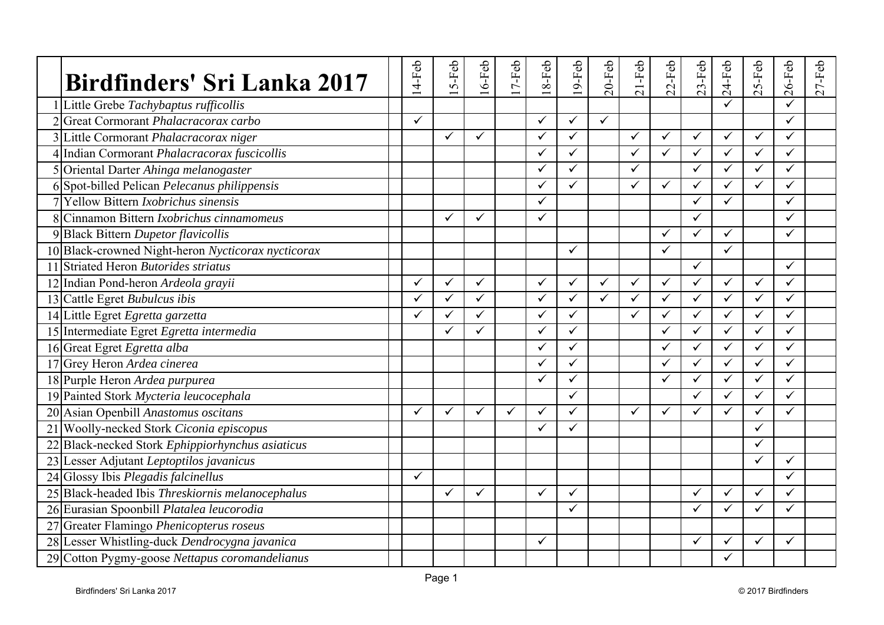| | Birdfinders' Sri Lanka 2017 | | 14-Feb | 15-Feb | 16-Feb | 17-Feb | 18-Feb | 19-Feb | 20-Feb | 21-Feb | 22-Feb | 23-Feb | 24-Feb | 25-Feb | 26-Feb | 27-Feb |
|---|---|---|---|---|---|---|---|---|---|---|---|---|---|---|---|---|
| 1 | Little Grebe *Tachybaptus rufficollis* | | | | | | | | | | | | ✓ | | ✓ | |
| 2 | Great Cormorant *Phalacracorax carbo* | | ✓ | | | | ✓ | ✓ | ✓ | | | | | | ✓ | |
| 3 | Little Cormorant *Phalacracorax niger* | | | ✓ | ✓ | | ✓ | ✓ | | ✓ | ✓ | ✓ | ✓ | ✓ | ✓ | |
| 4 | Indian Cormorant *Phalacracorax fuscicollis* | | | | | | ✓ | ✓ | | ✓ | ✓ | ✓ | ✓ | ✓ | ✓ | |
| 5 | Oriental Darter *Ahinga melanogaster* | | | | | | ✓ | ✓ | | ✓ | | ✓ | ✓ | ✓ | ✓ | |
| 6 | Spot-billed Pelican *Pelecanus philippensis* | | | | | | ✓ | ✓ | | ✓ | ✓ | ✓ | ✓ | ✓ | ✓ | |
| 7 | Yellow Bittern *Ixobrichus sinensis* | | | | | | ✓ | | | | | ✓ | ✓ | | ✓ | |
| 8 | Cinnamon Bittern *Ixobrichus cinnamomeus* | | | ✓ | ✓ | | ✓ | | | | | ✓ | | | ✓ | |
| 9 | Black Bittern *Dupetor flavicollis* | | | | | | | | | | ✓ | ✓ | ✓ | | ✓ | |
| 10 | Black-crowned Night-heron *Nycticorax nycticorax* | | | | | | | ✓ | | | ✓ | | ✓ | | | |
| 11 | Striated Heron *Butorides striatus* | | | | | | | | | | | ✓ | | | ✓ | |
| 12 | Indian Pond-heron *Ardeola grayii* | | ✓ | ✓ | ✓ | | ✓ | ✓ | ✓ | ✓ | ✓ | ✓ | ✓ | ✓ | ✓ | |
| 13 | Cattle Egret *Bubulcus ibis* | | ✓ | ✓ | ✓ | | ✓ | ✓ | ✓ | ✓ | ✓ | ✓ | ✓ | ✓ | ✓ | |
| 14 | Little Egret *Egretta garzetta* | | ✓ | ✓ | ✓ | | ✓ | ✓ | | ✓ | ✓ | ✓ | ✓ | ✓ | ✓ | |
| 15 | Intermediate Egret *Egretta intermedia* | | | ✓ | ✓ | | ✓ | ✓ | | | ✓ | ✓ | ✓ | ✓ | ✓ | |
| 16 | Great Egret *Egretta alba* | | | | | | ✓ | ✓ | | | ✓ | ✓ | ✓ | ✓ | ✓ | |
| 17 | Grey Heron *Ardea cinerea* | | | | | | ✓ | ✓ | | | ✓ | ✓ | ✓ | ✓ | ✓ | |
| 18 | Purple Heron *Ardea purpurea* | | | | | | ✓ | ✓ | | | ✓ | ✓ | ✓ | ✓ | ✓ | |
| 19 | Painted Stork *Mycteria leucocephala* | | | | | | | ✓ | | | | ✓ | ✓ | ✓ | ✓ | |
| 20 | Asian Openbill *Anastomus oscitans* | | ✓ | ✓ | ✓ | ✓ | ✓ | ✓ | | ✓ | ✓ | ✓ | ✓ | ✓ | ✓ | |
| 21 | Woolly-necked Stork *Ciconia episcopus* | | | | | | ✓ | ✓ | | | | | | ✓ | | |
| 22 | Black-necked Stork *Ephippiorhynchus asiaticus* | | | | | | | | | | | | | ✓ | | |
| 23 | Lesser Adjutant *Leptoptilos javanicus* | | | | | | | | | | | | | ✓ | ✓ | |
| 24 | Glossy Ibis *Plegadis falcinellus* | | ✓ | | | | | | | | | | | | ✓ | |
| 25 | Black-headed Ibis *Threskiornis melanocephalus* | | | ✓ | ✓ | | ✓ | ✓ | | | | ✓ | ✓ | ✓ | ✓ | |
| 26 | Eurasian Spoonbill *Platalea leucorodia* | | | | | | | ✓ | | | | ✓ | ✓ | ✓ | ✓ | |
| 27 | Greater Flamingo *Phenicopterus roseus* | | | | | | | | | | | | | | | |
| 28 | Lesser Whistling-duck *Dendrocygna javanica* | | | | | | ✓ | | | | | ✓ | ✓ | ✓ | ✓ | |
| 29 | Cotton Pygmy-goose *Nettapus coromandelianus* | | | | | | | | | | | | ✓ | | | |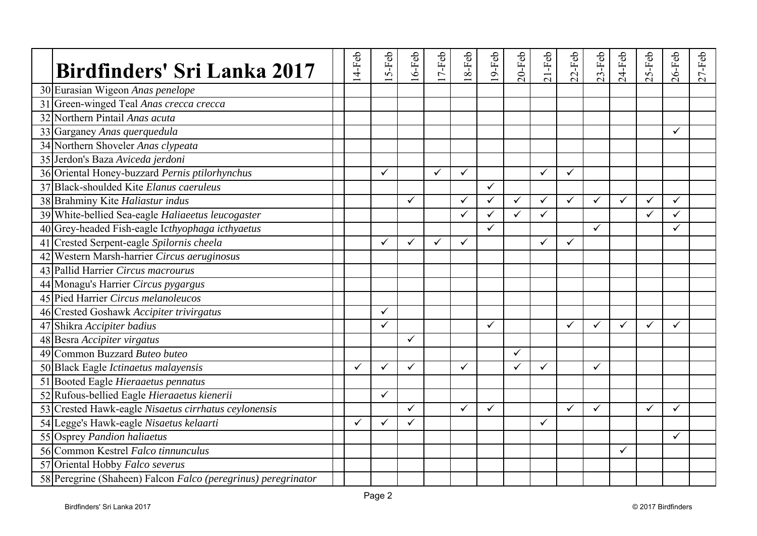| | **Birdfinders' Sri Lanka 2017** | | 14-Feb | 15-Feb | 16-Feb | 17-Feb | 18-Feb | 19-Feb | 20-Feb | 21-Feb | 22-Feb | 23-Feb | 24-Feb | 25-Feb | 26-Feb | 27-Feb |
|---|---|---|---|---|---|---|---|---|---|---|---|---|---|---|---|---|
| 30 | Eurasian Wigeon *Anas penelope* | | | | | | | | | | | | | | | |
| 31 | Green-winged Teal *Anas crecca crecca* | | | | | | | | | | | | | | | |
| 32 | Northern Pintail *Anas acuta* | | | | | | | | | | | | | | | |
| 33 | Garganey *Anas querquedula* | | | | | | | | | | | | | | ✓ | |
| 34 | Northern Shoveler *Anas clypeata* | | | | | | | | | | | | | | | |
| 35 | Jerdon's Baza *Aviceda jerdoni* | | | | | | | | | | | | | | | |
| 36 | Oriental Honey-buzzard *Pernis ptilorhynchus* | | | ✓ | | ✓ | ✓ | | | ✓ | ✓ | | | | | |
| 37 | Black-shoulded Kite *Elanus caeruleus* | | | | | | | ✓ | | | | | | | | |
| 38 | Brahminy Kite *Haliastur indus* | | | | ✓ | | ✓ | ✓ | ✓ | ✓ | ✓ | ✓ | ✓ | ✓ | ✓ | |
| 39 | White-bellied Sea-eagle *Haliaeetus leucogaster* | | | | | | ✓ | ✓ | ✓ | ✓ | | | | ✓ | ✓ | |
| 40 | Grey-headed Fish-eagle I*cthyophaga icthyaetus* | | | | | | | ✓ | | | | ✓ | | | ✓ | |
| 41 | Crested Serpent-eagle *Spilornis cheela* | | | ✓ | ✓ | ✓ | ✓ | | | ✓ | ✓ | | | | | |
| 42 | Western Marsh-harrier *Circus aeruginosus* | | | | | | | | | | | | | | | |
| 43 | Pallid Harrier *Circus macrourus* | | | | | | | | | | | | | | | |
| 44 | Monagu's Harrier *Circus pygargus* | | | | | | | | | | | | | | | |
| 45 | Pied Harrier *Circus melanoleucos* | | | | | | | | | | | | | | | |
| 46 | Crested Goshawk *Accipiter trivirgatus* | | | ✓ | | | | | | | | | | | | |
| 47 | Shikra *Accipiter badius* | | | ✓ | | | | ✓ | | | ✓ | ✓ | ✓ | ✓ | ✓ | |
| 48 | Besra *Accipiter virgatus* | | | | ✓ | | | | | | | | | | | |
| 49 | Common Buzzard *Buteo buteo* | | | | | | | | ✓ | | | | | | | |
| 50 | Black Eagle *Ictinaetus malayensis* | | ✓ | ✓ | ✓ | | ✓ | | ✓ | ✓ | | ✓ | | | | |
| 51 | Booted Eagle *Hieraaetus pennatus* | | | | | | | | | | | | | | | |
| 52 | Rufous-bellied Eagle *Hieraaetus kienerii* | | | ✓ | | | | | | | | | | | | |
| 53 | Crested Hawk-eagle *Nisaetus cirrhatus ceylonensis* | | | | ✓ | | ✓ | ✓ | | | ✓ | ✓ | | ✓ | ✓ | |
| 54 | Legge's Hawk-eagle *Nisaetus kelaarti* | | ✓ | ✓ | ✓ | | | | | ✓ | | | | | | |
| 55 | Osprey *Pandion haliaetus* | | | | | | | | | | | | | | ✓ | |
| 56 | Common Kestrel *Falco tinnunculus* | | | | | | | | | | | | ✓ | | | |
| 57 | Oriental Hobby *Falco severus* | | | | | | | | | | | | | | | |
| 58 | Peregrine (Shaheen) Falcon *Falco (peregrinus) peregrinator* | | | | | | | | | | | | | | | |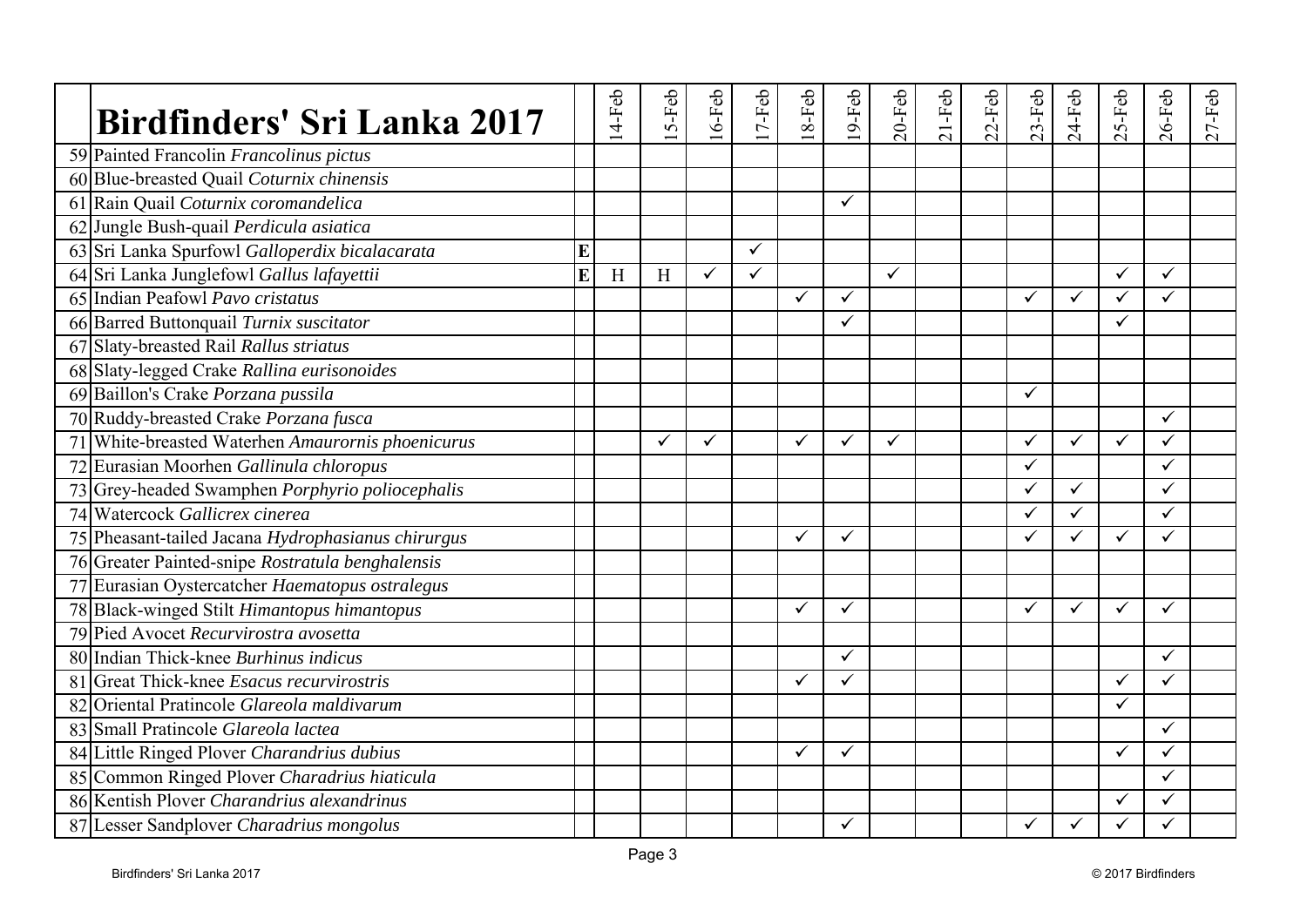| | Birdfinders' Sri Lanka 2017 | | 14-Feb | 15-Feb | 16-Feb | 17-Feb | 18-Feb | 19-Feb | 20-Feb | 21-Feb | 22-Feb | 23-Feb | 24-Feb | 25-Feb | 26-Feb | 27-Feb |
|---|---|---|---|---|---|---|---|---|---|---|---|---|---|---|---|---|
| 59 | Painted Francolin *Francolinus pictus* | | | | | | | | | | | | | | | |
| 60 | Blue-breasted Quail *Coturnix chinensis* | | | | | | | | | | | | | | | |
| 61 | Rain Quail *Coturnix coromandelica* | | | | | | | ✓ | | | | | | | | |
| 62 | Jungle Bush-quail *Perdicula asiatica* | | | | | | | | | | | | | | | |
| 63 | Sri Lanka Spurfowl *Galloperdix bicalacarata* | **E** | | | | ✓ | | | | | | | | | | |
| 64 | Sri Lanka Junglefowl *Gallus lafayettii* | **E** | H | H | ✓ | ✓ | | | ✓ | | | | | ✓ | ✓ | |
| 65 | Indian Peafowl *Pavo cristatus* | | | | | | ✓ | ✓ | | | | ✓ | ✓ | ✓ | ✓ | |
| 66 | Barred Buttonquail *Turnix suscitator* | | | | | | | ✓ | | | | | | ✓ | | |
| 67 | Slaty-breasted Rail *Rallus striatus* | | | | | | | | | | | | | | | |
| 68 | Slaty-legged Crake *Rallina eurisonoides* | | | | | | | | | | | | | | | |
| 69 | Baillon's Crake *Porzana pussila* | | | | | | | | | | | ✓ | | | | |
| 70 | Ruddy-breasted Crake *Porzana fusca* | | | | | | | | | | | | | | ✓ | |
| 71 | White-breasted Waterhen *Amaurornis phoenicurus* | | | ✓ | ✓ | | ✓ | ✓ | ✓ | | | ✓ | ✓ | ✓ | ✓ | |
| 72 | Eurasian Moorhen *Gallinula chloropus* | | | | | | | | | | | ✓ | | | ✓ | |
| 73 | Grey-headed Swamphen *Porphyrio poliocephalis* | | | | | | | | | | | ✓ | ✓ | | ✓ | |
| 74 | Watercock *Gallicrex cinerea* | | | | | | | | | | | ✓ | ✓ | | ✓ | |
| 75 | Pheasant-tailed Jacana *Hydrophasianus chirurgus* | | | | | | ✓ | ✓ | | | | ✓ | ✓ | ✓ | ✓ | |
| 76 | Greater Painted-snipe *Rostratula benghalensis* | | | | | | | | | | | | | | | |
| 77 | Eurasian Oystercatcher *Haematopus ostralegus* | | | | | | | | | | | | | | | |
| 78 | Black-winged Stilt *Himantopus himantopus* | | | | | | ✓ | ✓ | | | | ✓ | ✓ | ✓ | ✓ | |
| 79 | Pied Avocet *Recurvirostra avosetta* | | | | | | | | | | | | | | | |
| 80 | Indian Thick-knee *Burhinus indicus* | | | | | | | ✓ | | | | | | | ✓ | |
| 81 | Great Thick-knee *Esacus recurvirostris* | | | | | | ✓ | ✓ | | | | | | ✓ | ✓ | |
| 82 | Oriental Pratincole *Glareola maldivarum* | | | | | | | | | | | | | ✓ | | |
| 83 | Small Pratincole *Glareola lactea* | | | | | | | | | | | | | | ✓ | |
| 84 | Little Ringed Plover *Charandrius dubius* | | | | | | ✓ | ✓ | | | | | | ✓ | ✓ | |
| 85 | Common Ringed Plover *Charadrius hiaticula* | | | | | | | | | | | | | | ✓ | |
| 86 | Kentish Plover *Charandrius alexandrinus* | | | | | | | | | | | | | ✓ | ✓ | |
| 87 | Lesser Sandplover *Charadrius mongolus* | | | | | | | ✓ | | | | ✓ | ✓ | ✓ | ✓ | |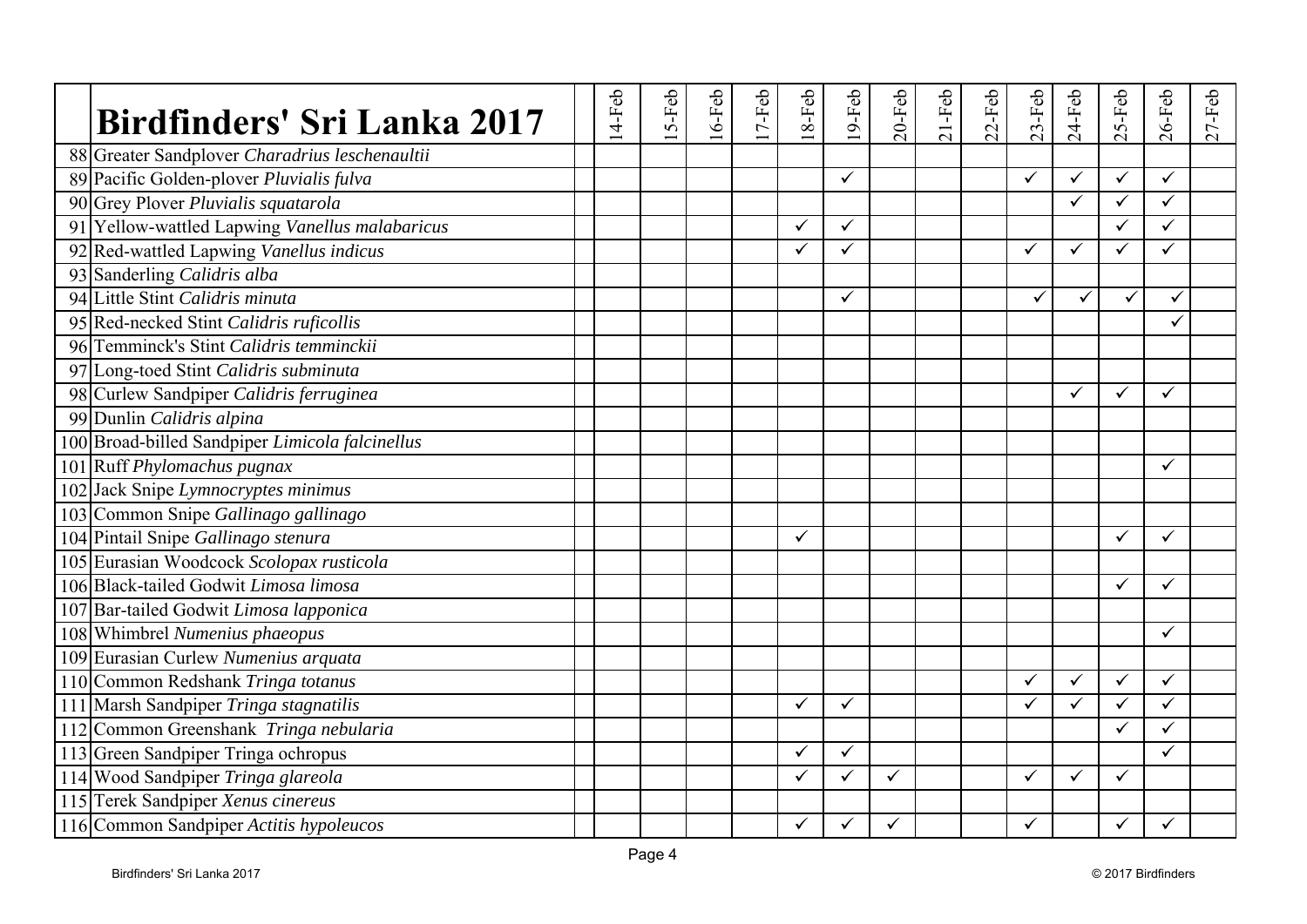| | Birdfinders' Sri Lanka 2017 | | 14-Feb | 15-Feb | 16-Feb | 17-Feb | 18-Feb | 19-Feb | 20-Feb | 21-Feb | 22-Feb | 23-Feb | 24-Feb | 25-Feb | 26-Feb | 27-Feb |
|---|---|---|---|---|---|---|---|---|---|---|---|---|---|---|---|---|
| 88 | Greater Sandplover *Charadrius leschenaultii* | | | | | | | | | | | | | | | |
| 89 | Pacific Golden-plover *Pluvialis fulva* | | | | | | | ✓ | | | | ✓ | ✓ | ✓ | ✓ | |
| 90 | Grey Plover *Pluvialis squatarola* | | | | | | | | | | | | ✓ | ✓ | ✓ | |
| 91 | Yellow-wattled Lapwing *Vanellus malabaricus* | | | | | | ✓ | ✓ | | | | | | ✓ | ✓ | |
| 92 | Red-wattled Lapwing *Vanellus indicus* | | | | | | ✓ | ✓ | | | | ✓ | ✓ | ✓ | ✓ | |
| 93 | Sanderling *Calidris alba* | | | | | | | | | | | | | | | |
| 94 | Little Stint *Calidris minuta* | | | | | | | ✓ | | | | ✓ | ✓ | ✓ | ✓ | |
| 95 | Red-necked Stint *Calidris ruficollis* | | | | | | | | | | | | | | ✓ | |
| 96 | Temminck's Stint *Calidris temminckii* | | | | | | | | | | | | | | | |
| 97 | Long-toed Stint *Calidris subminuta* | | | | | | | | | | | | | | | |
| 98 | Curlew Sandpiper *Calidris ferruginea* | | | | | | | | | | | | ✓ | ✓ | ✓ | |
| 99 | Dunlin *Calidris alpina* | | | | | | | | | | | | | | | |
| 100 | Broad-billed Sandpiper *Limicola falcinellus* | | | | | | | | | | | | | | | |
| 101 | Ruff *Phylomachus pugnax* | | | | | | | | | | | | | | ✓ | |
| 102 | Jack Snipe *Lymnocryptes minimus* | | | | | | | | | | | | | | | |
| 103 | Common Snipe *Gallinago gallinago* | | | | | | | | | | | | | | | |
| 104 | Pintail Snipe *Gallinago stenura* | | | | | | ✓ | | | | | | | ✓ | ✓ | |
| 105 | Eurasian Woodcock *Scolopax rusticola* | | | | | | | | | | | | | | | |
| 106 | Black-tailed Godwit *Limosa limosa* | | | | | | | | | | | | | ✓ | ✓ | |
| 107 | Bar-tailed Godwit *Limosa lapponica* | | | | | | | | | | | | | | | |
| 108 | Whimbrel *Numenius phaeopus* | | | | | | | | | | | | | | ✓ | |
| 109 | Eurasian Curlew *Numenius arquata* | | | | | | | | | | | | | | | |
| 110 | Common Redshank *Tringa totanus* | | | | | | | | | | | ✓ | ✓ | ✓ | ✓ | |
| 111 | Marsh Sandpiper *Tringa stagnatilis* | | | | | | ✓ | ✓ | | | | ✓ | ✓ | ✓ | ✓ | |
| 112 | Common Greenshank *Tringa nebularia* | | | | | | | | | | | | | ✓ | ✓ | |
| 113 | Green Sandpiper Tringa ochropus | | | | | | ✓ | ✓ | | | | | | | ✓ | |
| 114 | Wood Sandpiper *Tringa glareola* | | | | | | ✓ | ✓ | ✓ | | | ✓ | ✓ | ✓ | | |
| 115 | Terek Sandpiper *Xenus cinereus* | | | | | | | | | | | | | | | |
| 116 | Common Sandpiper *Actitis hypoleucos* | | | | | | ✓ | ✓ | ✓ | | | ✓ | | ✓ | ✓ | |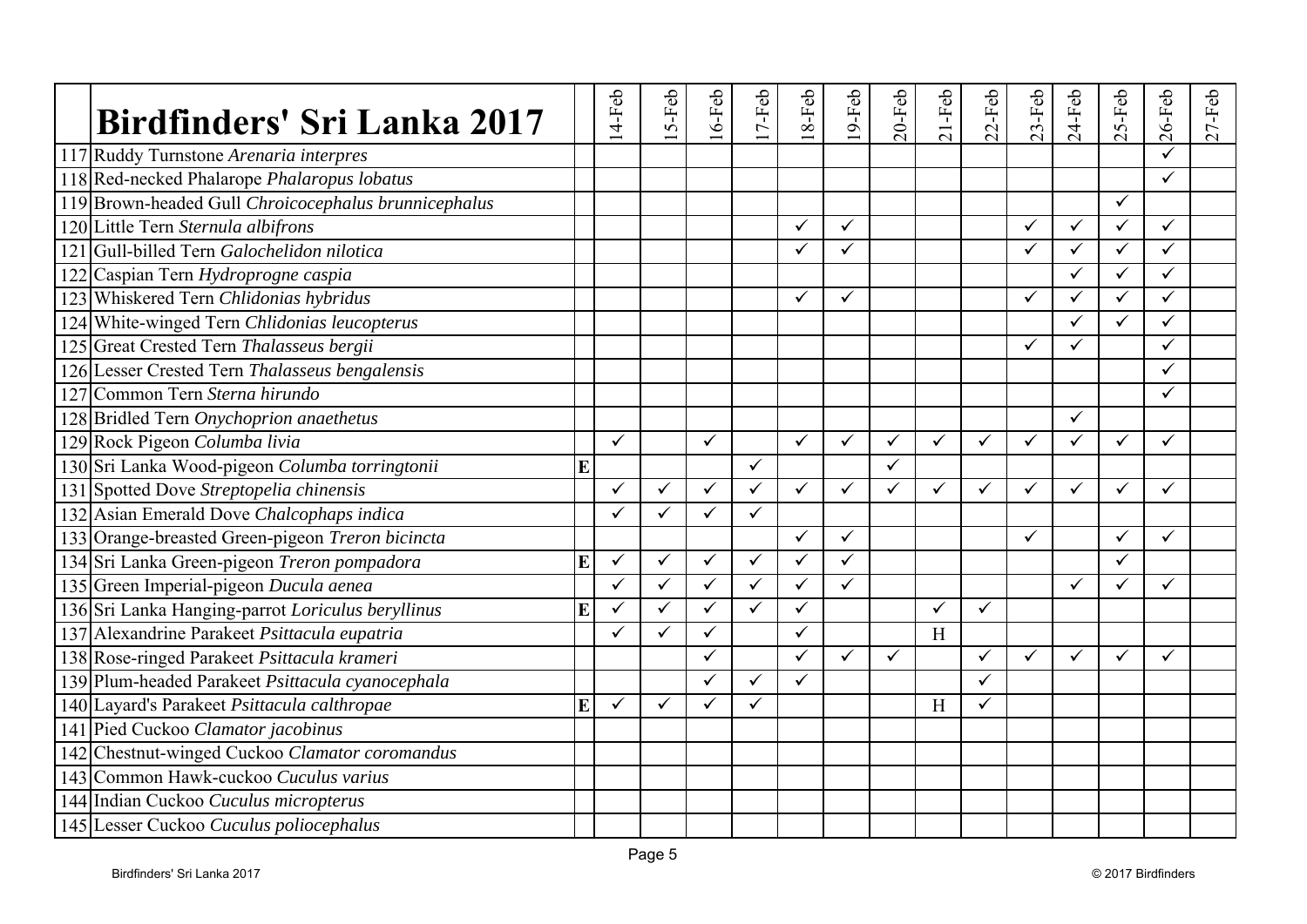# Birdfinders' Sri Lanka 2017

| | Birdfinders' Sri Lanka 2017 | | 14-Feb | 15-Feb | 16-Feb | 17-Feb | 18-Feb | 19-Feb | 20-Feb | 21-Feb | 22-Feb | 23-Feb | 24-Feb | 25-Feb | 26-Feb | 27-Feb |
|---|---|---|---|---|---|---|---|---|---|---|---|---|---|---|---|---|
| 117 | Ruddy Turnstone *Arenaria interpres* | | | | | | | | | | | | | | ✓ | |
| 118 | Red-necked Phalarope *Phalaropus lobatus* | | | | | | | | | | | | | | ✓ | |
| 119 | Brown-headed Gull *Chroicocephalus brunnicephalus* | | | | | | | | | | | | | ✓ | | |
| 120 | Little Tern *Sternula albifrons* | | | | | | ✓ | ✓ | | | | ✓ | ✓ | ✓ | ✓ | |
| 121 | Gull-billed Tern *Galochelidon nilotica* | | | | | | ✓ | ✓ | | | | ✓ | ✓ | ✓ | ✓ | |
| 122 | Caspian Tern *Hydroprogne caspia* | | | | | | | | | | | | ✓ | ✓ | ✓ | |
| 123 | Whiskered Tern *Chlidonias hybridus* | | | | | | ✓ | ✓ | | | | ✓ | ✓ | ✓ | ✓ | |
| 124 | White-winged Tern *Chlidonias leucopterus* | | | | | | | | | | | | ✓ | ✓ | ✓ | |
| 125 | Great Crested Tern *Thalasseus bergii* | | | | | | | | | | | ✓ | ✓ | | ✓ | |
| 126 | Lesser Crested Tern *Thalasseus bengalensis* | | | | | | | | | | | | | | ✓ | |
| 127 | Common Tern *Sterna hirundo* | | | | | | | | | | | | | | ✓ | |
| 128 | Bridled Tern *Onychoprion anaethetus* | | | | | | | | | | | | ✓ | | | |
| 129 | Rock Pigeon *Columba livia* | | ✓ | | ✓ | | ✓ | ✓ | ✓ | ✓ | ✓ | ✓ | ✓ | ✓ | ✓ | |
| 130 | Sri Lanka Wood-pigeon *Columba torringtonii* | E | | | | ✓ | | | ✓ | | | | | | | |
| 131 | Spotted Dove *Streptopelia chinensis* | | ✓ | ✓ | ✓ | ✓ | ✓ | ✓ | ✓ | ✓ | ✓ | ✓ | ✓ | ✓ | ✓ | |
| 132 | Asian Emerald Dove *Chalcophaps indica* | | ✓ | ✓ | ✓ | ✓ | | | | | | | | | | |
| 133 | Orange-breasted Green-pigeon *Treron bicincta* | | | | | | ✓ | ✓ | | | | ✓ | | ✓ | ✓ | |
| 134 | Sri Lanka Green-pigeon *Treron pompadora* | E | ✓ | ✓ | ✓ | ✓ | ✓ | ✓ | | | | | | ✓ | | |
| 135 | Green Imperial-pigeon *Ducula aenea* | | ✓ | ✓ | ✓ | ✓ | ✓ | ✓ | | | | | ✓ | ✓ | ✓ | |
| 136 | Sri Lanka Hanging-parrot *Loriculus beryllinus* | E | ✓ | ✓ | ✓ | ✓ | ✓ | | | ✓ | ✓ | | | | | |
| 137 | Alexandrine Parakeet *Psittacula eupatria* | | ✓ | ✓ | ✓ | | ✓ | | | H | | | | | | |
| 138 | Rose-ringed Parakeet *Psittacula krameri* | | | | ✓ | | ✓ | ✓ | ✓ | | ✓ | ✓ | ✓ | ✓ | ✓ | |
| 139 | Plum-headed Parakeet *Psittacula cyanocephala* | | | | ✓ | ✓ | ✓ | | | | ✓ | | | | | |
| 140 | Layard's Parakeet *Psittacula calthropae* | E | ✓ | ✓ | ✓ | ✓ | | | | H | ✓ | | | | | |
| 141 | Pied Cuckoo *Clamator jacobinus* | | | | | | | | | | | | | | | |
| 142 | Chestnut-winged Cuckoo *Clamator coromandus* | | | | | | | | | | | | | | | |
| 143 | Common Hawk-cuckoo *Cuculus varius* | | | | | | | | | | | | | | | |
| 144 | Indian Cuckoo *Cuculus micropterus* | | | | | | | | | | | | | | | |
| 145 | Lesser Cuckoo *Cuculus poliocephalus* | | | | | | | | | | | | | | | |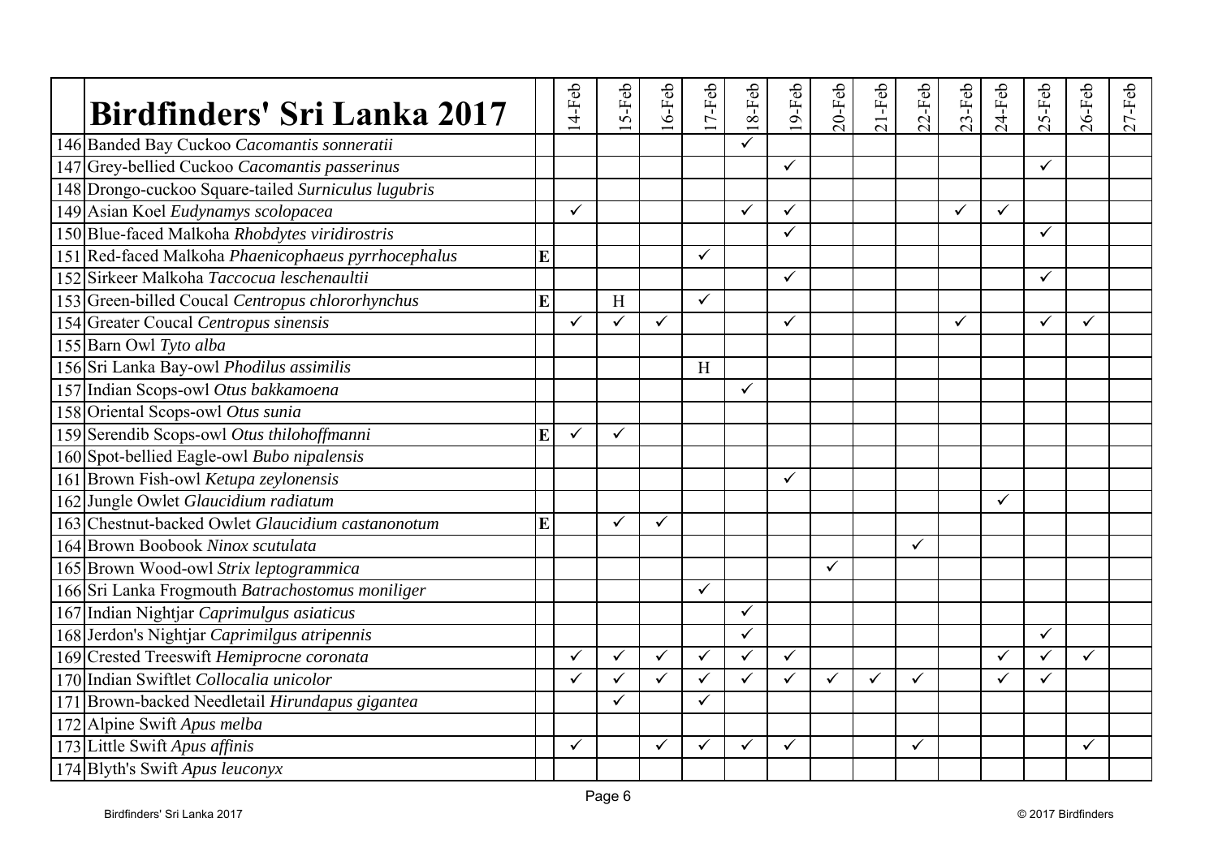| | Birdfinders' Sri Lanka 2017 | | 14-Feb | 15-Feb | 16-Feb | 17-Feb | 18-Feb | 19-Feb | 20-Feb | 21-Feb | 22-Feb | 23-Feb | 24-Feb | 25-Feb | 26-Feb | 27-Feb |
|---|---|---|---|---|---|---|---|---|---|---|---|---|---|---|---|---|
| 146 | Banded Bay Cuckoo *Cacomantis sonneratii* | | | | | | ✓ | | | | | | | | | |
| 147 | Grey-bellied Cuckoo *Cacomantis passerinus* | | | | | | | ✓ | | | | | | ✓ | | |
| 148 | Drongo-cuckoo Square-tailed *Surniculus lugubris* | | | | | | | | | | | | | | | |
| 149 | Asian Koel *Eudynamys scolopacea* | | ✓ | | | | ✓ | ✓ | | | | ✓ | ✓ | | | |
| 150 | Blue-faced Malkoha *Rhobdytes viridirostris* | | | | | | | ✓ | | | | | | ✓ | | |
| 151 | Red-faced Malkoha *Phaenicophaeus pyrrhocephalus* | **E** | | | | ✓ | | | | | | | | | | |
| 152 | Sirkeer Malkoha *Taccocua leschenaultii* | | | | | | | ✓ | | | | | | ✓ | | |
| 153 | Green-billed Coucal *Centropus chlororhynchus* | **E** | | H | | ✓ | | | | | | | | | | |
| 154 | Greater Coucal *Centropus sinensis* | | ✓ | ✓ | ✓ | | | ✓ | | | | ✓ | | ✓ | ✓ | |
| 155 | Barn Owl *Tyto alba* | | | | | | | | | | | | | | | |
| 156 | Sri Lanka Bay-owl *Phodilus assimilis* | | | | | H | | | | | | | | | | |
| 157 | Indian Scops-owl *Otus bakkamoena* | | | | | | ✓ | | | | | | | | | |
| 158 | Oriental Scops-owl *Otus sunia* | | | | | | | | | | | | | | | |
| 159 | Serendib Scops-owl *Otus thilohoffmanni* | **E** | ✓ | ✓ | | | | | | | | | | | | |
| 160 | Spot-bellied Eagle-owl *Bubo nipalensis* | | | | | | | | | | | | | | | |
| 161 | Brown Fish-owl *Ketupa zeylonensis* | | | | | | | ✓ | | | | | | | | |
| 162 | Jungle Owlet *Glaucidium radiatum* | | | | | | | | | | | | ✓ | | | |
| 163 | Chestnut-backed Owlet *Glaucidium castanonotum* | **E** | | ✓ | ✓ | | | | | | | | | | | |
| 164 | Brown Boobook *Ninox scutulata* | | | | | | | | | | ✓ | | | | | |
| 165 | Brown Wood-owl *Strix leptogrammica* | | | | | | | | ✓ | | | | | | | |
| 166 | Sri Lanka Frogmouth *Batrachostomus moniliger* | | | | | ✓ | | | | | | | | | | |
| 167 | Indian Nightjar *Caprimulgus asiaticus* | | | | | | ✓ | | | | | | | | | |
| 168 | Jerdon's Nightjar *Caprimilgus atripennis* | | | | | | ✓ | | | | | | | ✓ | | |
| 169 | Crested Treeswift *Hemiprocne coronata* | | ✓ | ✓ | ✓ | ✓ | ✓ | ✓ | | | | | ✓ | ✓ | ✓ | |
| 170 | Indian Swiftlet *Collocalia unicolor* | | ✓ | ✓ | ✓ | ✓ | ✓ | ✓ | ✓ | ✓ | ✓ | | ✓ | ✓ | | |
| 171 | Brown-backed Needletail *Hirundapus gigantea* | | | ✓ | | ✓ | | | | | | | | | | |
| 172 | Alpine Swift *Apus melba* | | | | | | | | | | | | | | | |
| 173 | Little Swift *Apus affinis* | | ✓ | | ✓ | ✓ | ✓ | ✓ | | | ✓ | | | | ✓ | |
| 174 | Blyth's Swift *Apus leuconyx* | | | | | | | | | | | | | | | |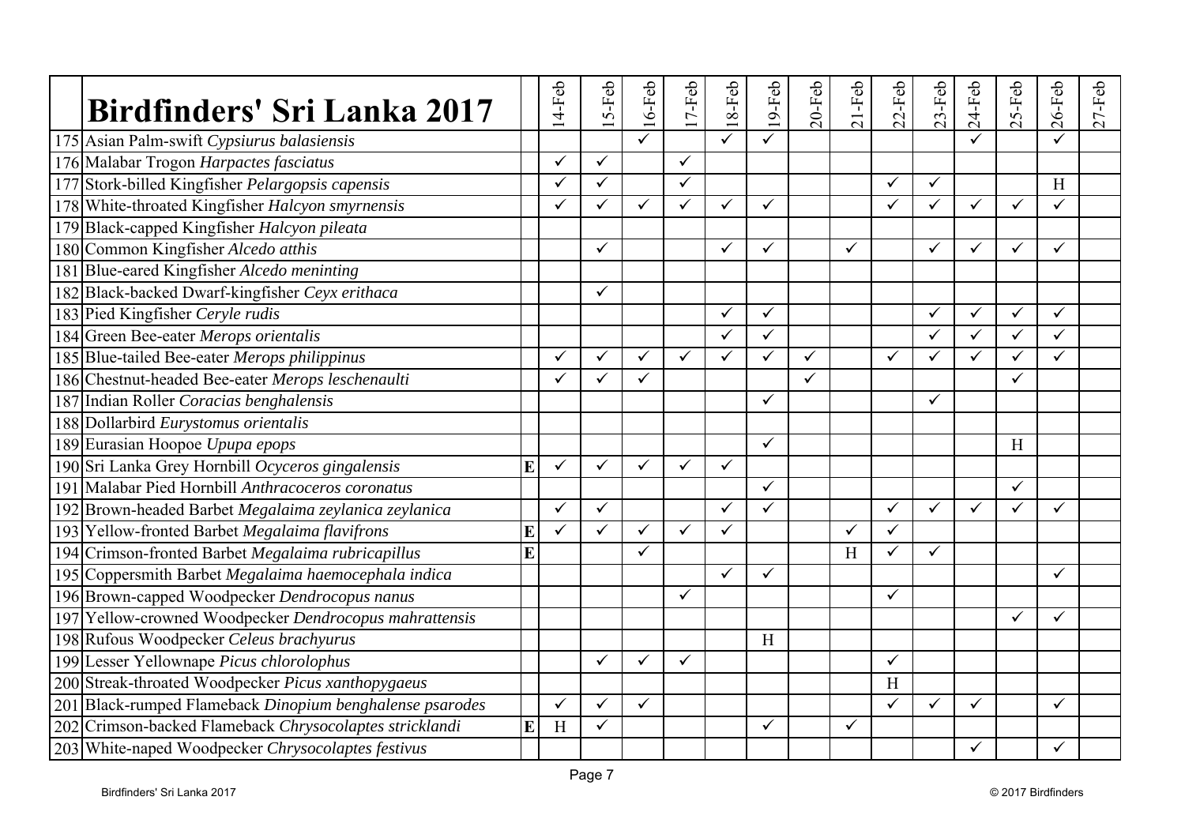| | **Birdfinders' Sri Lanka 2017** | | 14-Feb | 15-Feb | 16-Feb | 17-Feb | 18-Feb | 19-Feb | 20-Feb | 21-Feb | 22-Feb | 23-Feb | 24-Feb | 25-Feb | 26-Feb | 27-Feb |
|---|---|---|---|---|---|---|---|---|---|---|---|---|---|---|---|---|
| 175 | Asian Palm-swift *Cypsiurus balasiensis* | | | | ✓ | | ✓ | ✓ | | | | | ✓ | | ✓ | |
| 176 | Malabar Trogon *Harpactes fasciatus* | | ✓ | ✓ | | ✓ | | | | | | | | | | |
| 177 | Stork-billed Kingfisher *Pelargopsis capensis* | | ✓ | ✓ | | ✓ | | | | | ✓ | ✓ | | | H | |
| 178 | White-throated Kingfisher *Halcyon smyrnensis* | | ✓ | ✓ | ✓ | ✓ | ✓ | ✓ | | | ✓ | ✓ | ✓ | ✓ | ✓ | |
| 179 | Black-capped Kingfisher *Halcyon pileata* | | | | | | | | | | | | | | | |
| 180 | Common Kingfisher *Alcedo atthis* | | | ✓ | | | ✓ | ✓ | | ✓ | | ✓ | ✓ | ✓ | ✓ | |
| 181 | Blue-eared Kingfisher *Alcedo meninting* | | | | | | | | | | | | | | | |
| 182 | Black-backed Dwarf-kingfisher *Ceyx erithaca* | | | ✓ | | | | | | | | | | | | |
| 183 | Pied Kingfisher *Ceryle rudis* | | | | | | ✓ | ✓ | | | | ✓ | ✓ | ✓ | ✓ | |
| 184 | Green Bee-eater *Merops orientalis* | | | | | | ✓ | ✓ | | | | ✓ | ✓ | ✓ | ✓ | |
| 185 | Blue-tailed Bee-eater *Merops philippinus* | | ✓ | ✓ | ✓ | ✓ | ✓ | ✓ | ✓ | | ✓ | ✓ | ✓ | ✓ | ✓ | |
| 186 | Chestnut-headed Bee-eater *Merops leschenaulti* | | ✓ | ✓ | ✓ | | | | ✓ | | | | | ✓ | | |
| 187 | Indian Roller *Coracias benghalensis* | | | | | | | ✓ | | | | ✓ | | | | |
| 188 | Dollarbird *Eurystomus orientalis* | | | | | | | | | | | | | | | |
| 189 | Eurasian Hoopoe *Upupa epops* | | | | | | | ✓ | | | | | | H | | |
| 190 | Sri Lanka Grey Hornbill *Ocyceros gingalensis* | **E** | ✓ | ✓ | ✓ | ✓ | ✓ | | | | | | | | | |
| 191 | Malabar Pied Hornbill *Anthracoceros coronatus* | | | | | | | ✓ | | | | | | ✓ | | |
| 192 | Brown-headed Barbet *Megalaima zeylanica zeylanica* | | ✓ | ✓ | | | ✓ | ✓ | | | ✓ | ✓ | ✓ | ✓ | ✓ | |
| 193 | Yellow-fronted Barbet *Megalaima flavifrons* | **E** | ✓ | ✓ | ✓ | ✓ | ✓ | | | ✓ | ✓ | | | | | |
| 194 | Crimson-fronted Barbet *Megalaima rubricapillus* | **E** | | | ✓ | | | | | H | ✓ | ✓ | | | | |
| 195 | Coppersmith Barbet *Megalaima haemocephala indica* | | | | | | ✓ | ✓ | | | | | | | ✓ | |
| 196 | Brown-capped Woodpecker *Dendrocopus nanus* | | | | | ✓ | | | | | ✓ | | | | | |
| 197 | Yellow-crowned Woodpecker *Dendrocopus mahrattensis* | | | | | | | | | | | | | ✓ | ✓ | |
| 198 | Rufous Woodpecker *Celeus brachyurus* | | | | | | | H | | | | | | | | |
| 199 | Lesser Yellownape *Picus chlorolophus* | | | ✓ | ✓ | ✓ | | | | | ✓ | | | | | |
| 200 | Streak-throated Woodpecker *Picus xanthopygaeus* | | | | | | | | | | H | | | | | |
| 201 | Black-rumped Flameback *Dinopium benghalense psarodes* | | ✓ | ✓ | ✓ | | | | | | ✓ | ✓ | ✓ | | ✓ | |
| 202 | Crimson-backed Flameback *Chrysocolaptes stricklandi* | **E** | H | ✓ | | | | ✓ | | ✓ | | | | | | |
| 203 | White-naped Woodpecker *Chrysocolaptes festivus* | | | | | | | | | | | | ✓ | | ✓ | |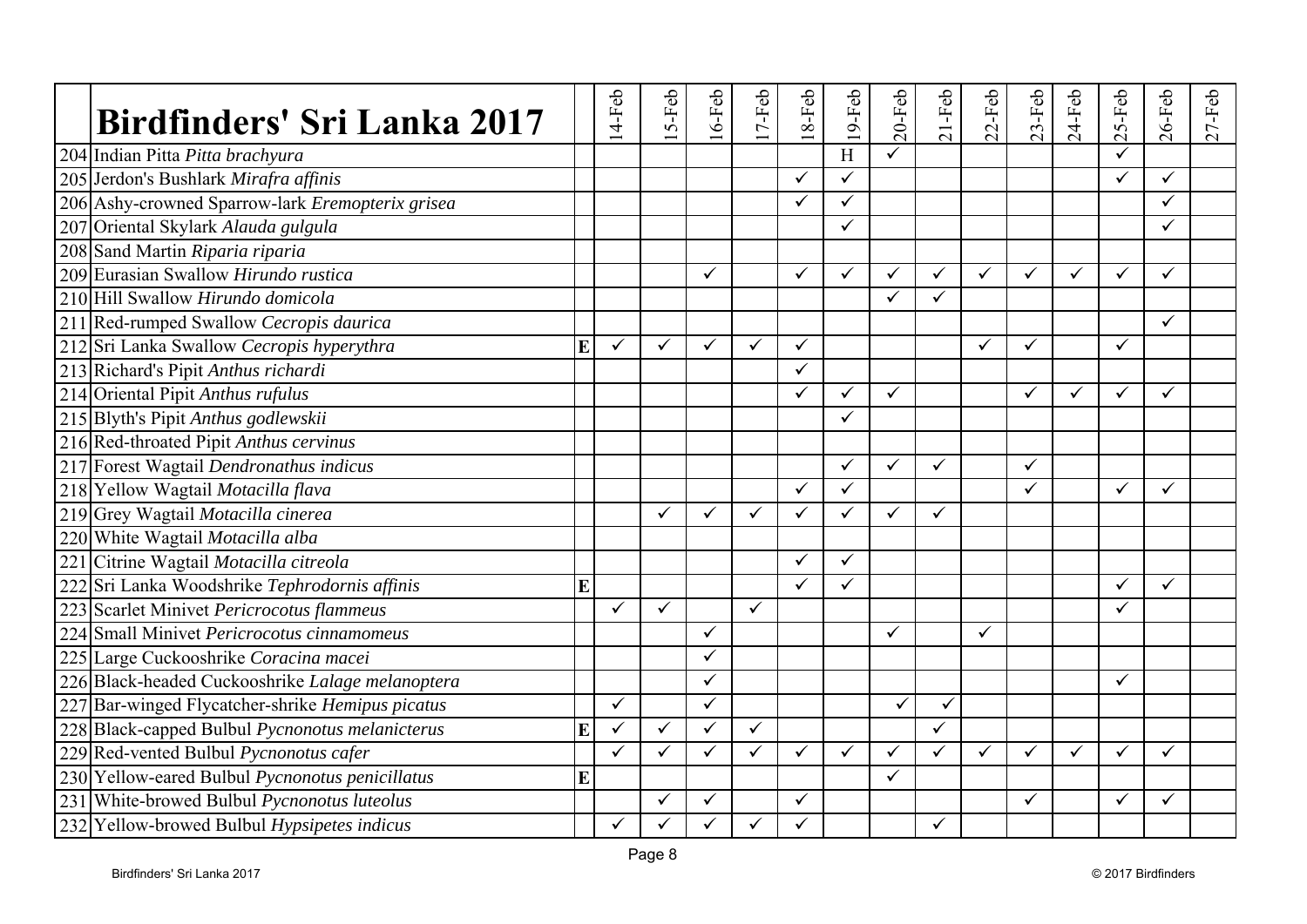| | Birdfinders' Sri Lanka 2017 | | 14-Feb | 15-Feb | 16-Feb | 17-Feb | 18-Feb | 19-Feb | 20-Feb | 21-Feb | 22-Feb | 23-Feb | 24-Feb | 25-Feb | 26-Feb | 27-Feb |
|---|---|---|---|---|---|---|---|---|---|---|---|---|---|---|---|---|
| 204 | Indian Pitta *Pitta brachyura* | | | | | | | H | ✓ | | | | | ✓ | | |
| 205 | Jerdon's Bushlark *Mirafra affinis* | | | | | | ✓ | ✓ | | | | | | ✓ | ✓ | |
| 206 | Ashy-crowned Sparrow-lark *Eremopterix grisea* | | | | | | ✓ | ✓ | | | | | | | ✓ | |
| 207 | Oriental Skylark *Alauda gulgula* | | | | | | | ✓ | | | | | | | ✓ | |
| 208 | Sand Martin *Riparia riparia* | | | | | | | | | | | | | | | |
| 209 | Eurasian Swallow *Hirundo rustica* | | | | ✓ | | ✓ | ✓ | ✓ | ✓ | ✓ | ✓ | ✓ | ✓ | ✓ | |
| 210 | Hill Swallow *Hirundo domicola* | | | | | | | | ✓ | ✓ | | | | | | |
| 211 | Red-rumped Swallow *Cecropis daurica* | | | | | | | | | | | | | | ✓ | |
| 212 | Sri Lanka Swallow *Cecropis hyperythra* | E | ✓ | ✓ | ✓ | ✓ | ✓ | | | | ✓ | ✓ | | ✓ | | |
| 213 | Richard's Pipit *Anthus richardi* | | | | | | ✓ | | | | | | | | | |
| 214 | Oriental Pipit *Anthus rufulus* | | | | | | ✓ | ✓ | ✓ | | | ✓ | ✓ | ✓ | ✓ | |
| 215 | Blyth's Pipit *Anthus godlewskii* | | | | | | | ✓ | | | | | | | | |
| 216 | Red-throated Pipit *Anthus cervinus* | | | | | | | | | | | | | | | |
| 217 | Forest Wagtail *Dendronathus indicus* | | | | | | | ✓ | ✓ | ✓ | | ✓ | | | | |
| 218 | Yellow Wagtail *Motacilla flava* | | | | | | ✓ | ✓ | | | | ✓ | | ✓ | ✓ | |
| 219 | Grey Wagtail *Motacilla cinerea* | | | ✓ | ✓ | ✓ | ✓ | ✓ | ✓ | ✓ | | | | | | |
| 220 | White Wagtail *Motacilla alba* | | | | | | | | | | | | | | | |
| 221 | Citrine Wagtail *Motacilla citreola* | | | | | | ✓ | ✓ | | | | | | | | |
| 222 | Sri Lanka Woodshrike *Tephrodornis affinis* | E | | | | | ✓ | ✓ | | | | | | ✓ | ✓ | |
| 223 | Scarlet Minivet *Pericrocotus flammeus* | | ✓ | ✓ | | ✓ | | | | | | | | ✓ | | |
| 224 | Small Minivet *Pericrocotus cinnamomeus* | | | | ✓ | | | | ✓ | | ✓ | | | | | |
| 225 | Large Cuckooshrike *Coracina macei* | | | | ✓ | | | | | | | | | | | |
| 226 | Black-headed Cuckooshrike *Lalage melanoptera* | | | | ✓ | | | | | | | | | ✓ | | |
| 227 | Bar-winged Flycatcher-shrike *Hemipus picatus* | | ✓ | | ✓ | | | | ✓ | ✓ | | | | | | |
| 228 | Black-capped Bulbul *Pycnonotus melanicterus* | E | ✓ | ✓ | ✓ | ✓ | | | | ✓ | | | | | | |
| 229 | Red-vented Bulbul *Pycnonotus cafer* | | ✓ | ✓ | ✓ | ✓ | ✓ | ✓ | ✓ | ✓ | ✓ | ✓ | ✓ | ✓ | ✓ | |
| 230 | Yellow-eared Bulbul *Pycnonotus penicillatus* | E | | | | | | | ✓ | | | | | | | |
| 231 | White-browed Bulbul *Pycnonotus luteolus* | | | ✓ | ✓ | | ✓ | | | | | ✓ | | ✓ | ✓ | |
| 232 | Yellow-browed Bulbul *Hypsipetes indicus* | | ✓ | ✓ | ✓ | ✓ | ✓ | | | ✓ | | | | | | |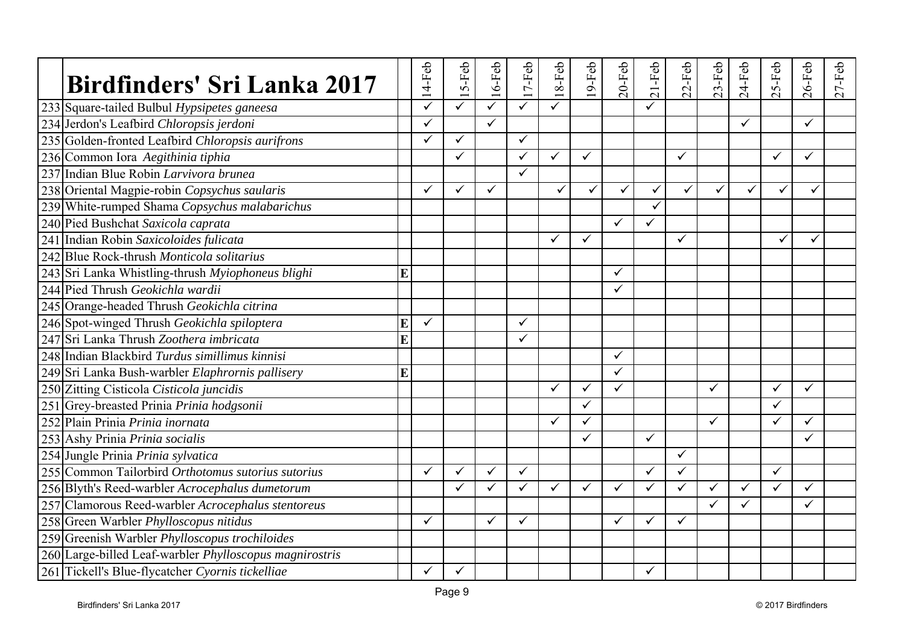| | Birdfinders' Sri Lanka 2017 | | 14-Feb | 15-Feb | 16-Feb | 17-Feb | 18-Feb | 19-Feb | 20-Feb | 21-Feb | 22-Feb | 23-Feb | 24-Feb | 25-Feb | 26-Feb | 27-Feb |
|---|---|---|---|---|---|---|---|---|---|---|---|---|---|---|---|---|
| 233 | Square-tailed Bulbul *Hypsipetes ganeesa* | | ✓ | ✓ | ✓ | ✓ | ✓ | | | ✓ | | | | | | |
| 234 | Jerdon's Leafbird *Chloropsis jerdoni* | | ✓ | | ✓ | | | | | | | | ✓ | | ✓ | |
| 235 | Golden-fronted Leafbird *Chloropsis aurifrons* | | ✓ | ✓ | | ✓ | | | | | | | | | | |
| 236 | Common Iora *Aegithinia tiphia* | | | ✓ | | ✓ | ✓ | ✓ | | | ✓ | | | ✓ | ✓ | |
| 237 | Indian Blue Robin *Larvivora brunea* | | | | | ✓ | | | | | | | | | | |
| 238 | Oriental Magpie-robin *Copsychus saularis* | | ✓ | ✓ | ✓ | | ✓ | ✓ | ✓ | ✓ | ✓ | ✓ | ✓ | ✓ | ✓ | |
| 239 | White-rumped Shama *Copsychus malabarichus* | | | | | | | | | ✓ | | | | | | |
| 240 | Pied Bushchat *Saxicola caprata* | | | | | | | | ✓ | ✓ | | | | | | |
| 241 | Indian Robin *Saxicoloides fulicata* | | | | | | ✓ | ✓ | | | ✓ | | | ✓ | ✓ | |
| 242 | Blue Rock-thrush *Monticola solitarius* | | | | | | | | | | | | | | | |
| 243 | Sri Lanka Whistling-thrush *Myiophoneus blighi* | **E** | | | | | | | ✓ | | | | | | | |
| 244 | Pied Thrush *Geokichla wardii* | | | | | | | | ✓ | | | | | | | |
| 245 | Orange-headed Thrush *Geokichla citrina* | | | | | | | | | | | | | | | |
| 246 | Spot-winged Thrush *Geokichla spiloptera* | **E** | ✓ | | | ✓ | | | | | | | | | | |
| 247 | Sri Lanka Thrush *Zoothera imbricata* | **E** | | | | ✓ | | | | | | | | | | |
| 248 | Indian Blackbird *Turdus simillimus kinnisi* | | | | | | | | ✓ | | | | | | | |
| 249 | Sri Lanka Bush-warbler *Elaphrornis pallisery* | **E** | | | | | | | ✓ | | | | | | | |
| 250 | Zitting Cisticola *Cisticola juncidis* | | | | | | ✓ | ✓ | ✓ | | | ✓ | | ✓ | ✓ | |
| 251 | Grey-breasted Prinia *Prinia hodgsonii* | | | | | | | ✓ | | | | | | ✓ | | |
| 252 | Plain Prinia *Prinia inornata* | | | | | | ✓ | ✓ | | | | ✓ | | ✓ | ✓ | |
| 253 | Ashy Prinia *Prinia socialis* | | | | | | | ✓ | | ✓ | | | | | ✓ | |
| 254 | Jungle Prinia *Prinia sylvatica* | | | | | | | | | | ✓ | | | | | |
| 255 | Common Tailorbird *Orthotomus sutorius sutorius* | | ✓ | ✓ | ✓ | ✓ | | | | ✓ | ✓ | | | ✓ | | |
| 256 | Blyth's Reed-warbler *Acrocephalus dumetorum* | | | ✓ | ✓ | ✓ | ✓ | ✓ | ✓ | ✓ | ✓ | ✓ | ✓ | ✓ | ✓ | |
| 257 | Clamorous Reed-warbler *Acrocephalus stentoreus* | | | | | | | | | | | ✓ | ✓ | | ✓ | |
| 258 | Green Warbler *Phylloscopus nitidus* | | ✓ | | ✓ | ✓ | | | ✓ | ✓ | ✓ | | | | | |
| 259 | Greenish Warbler *Phylloscopus trochiloides* | | | | | | | | | | | | | | | |
| 260 | Large-billed Leaf-warbler *Phylloscopus magnirostris* | | | | | | | | | | | | | | | |
| 261 | Tickell's Blue-flycatcher *Cyornis tickelliae* | | ✓ | ✓ | | | | | | ✓ | | | | | | |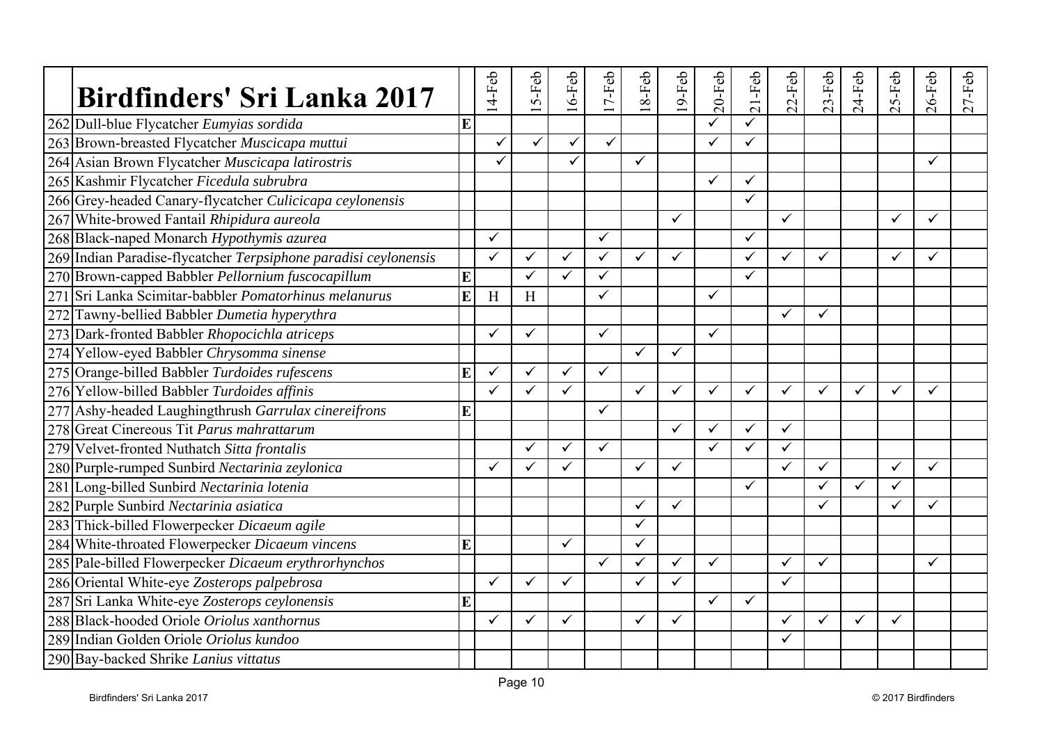# Birdfinders' Sri Lanka 2017

| | Birdfinders' Sri Lanka 2017 | | 14-Feb | 15-Feb | 16-Feb | 17-Feb | 18-Feb | 19-Feb | 20-Feb | 21-Feb | 22-Feb | 23-Feb | 24-Feb | 25-Feb | 26-Feb | 27-Feb |
|---|---|---|---|---|---|---|---|---|---|---|---|---|---|---|---|---|
| 262 | Dull-blue Flycatcher *Eumyias sordida* | **E** | | | | | | | ✓ | ✓ | | | | | | |
| 263 | Brown-breasted Flycatcher *Muscicapa muttui* | | ✓ | ✓ | ✓ | ✓ | | | ✓ | ✓ | | | | | | |
| 264 | Asian Brown Flycatcher *Muscicapa latirostris* | | ✓ | | ✓ | | ✓ | | | | | | | | ✓ | |
| 265 | Kashmir Flycatcher *Ficedula subrubra* | | | | | | | | ✓ | ✓ | | | | | | |
| 266 | Grey-headed Canary-flycatcher *Culicicapa ceylonensis* | | | | | | | | | ✓ | | | | | | |
| 267 | White-browed Fantail *Rhipidura aureola* | | | | | | | ✓ | | | ✓ | | | ✓ | ✓ | |
| 268 | Black-naped Monarch *Hypothymis azurea* | | ✓ | | | ✓ | | | | ✓ | | | | | | |
| 269 | Indian Paradise-flycatcher *Terpsiphone paradisi ceylonensis* | | ✓ | ✓ | ✓ | ✓ | ✓ | ✓ | | ✓ | ✓ | ✓ | | ✓ | ✓ | |
| 270 | Brown-capped Babbler *Pellornium fuscocapillum* | **E** | | ✓ | ✓ | ✓ | | | | ✓ | | | | | | |
| 271 | Sri Lanka Scimitar-babbler *Pomatorhinus melanurus* | **E** | H | H | | ✓ | | | ✓ | | | | | | | |
| 272 | Tawny-bellied Babbler *Dumetia hyperythra* | | | | | | | | | | ✓ | ✓ | | | | |
| 273 | Dark-fronted Babbler *Rhopocichla atriceps* | | ✓ | ✓ | | ✓ | | | ✓ | | | | | | | |
| 274 | Yellow-eyed Babbler *Chrysomma sinense* | | | | | | ✓ | ✓ | | | | | | | | |
| 275 | Orange-billed Babbler *Turdoides rufescens* | **E** | ✓ | ✓ | ✓ | ✓ | | | | | | | | | | |
| 276 | Yellow-billed Babbler *Turdoides affinis* | | ✓ | ✓ | ✓ | | ✓ | ✓ | ✓ | ✓ | ✓ | ✓ | ✓ | ✓ | ✓ | |
| 277 | Ashy-headed Laughingthrush *Garrulax cinereifrons* | **E** | | | | ✓ | | | | | | | | | | |
| 278 | Great Cinereous Tit *Parus mahrattarum* | | | | | | | ✓ | ✓ | ✓ | ✓ | | | | | |
| 279 | Velvet-fronted Nuthatch *Sitta frontalis* | | | ✓ | ✓ | ✓ | | | ✓ | ✓ | ✓ | | | | | |
| 280 | Purple-rumped Sunbird *Nectarinia zeylonica* | | ✓ | ✓ | ✓ | | ✓ | ✓ | | | ✓ | ✓ | | ✓ | ✓ | |
| 281 | Long-billed Sunbird *Nectarinia lotenia* | | | | | | | | | ✓ | | ✓ | ✓ | ✓ | | |
| 282 | Purple Sunbird *Nectarinia asiatica* | | | | | | ✓ | ✓ | | | | ✓ | | ✓ | ✓ | |
| 283 | Thick-billed Flowerpecker *Dicaeum agile* | | | | | | ✓ | | | | | | | | | |
| 284 | White-throated Flowerpecker *Dicaeum vincens* | **E** | | | ✓ | | ✓ | | | | | | | | | |
| 285 | Pale-billed Flowerpecker *Dicaeum erythrorhynchos* | | | | | ✓ | ✓ | ✓ | ✓ | | ✓ | ✓ | | | ✓ | |
| 286 | Oriental White-eye *Zosterops palpebrosa* | | ✓ | ✓ | ✓ | | ✓ | ✓ | | | ✓ | | | | | |
| 287 | Sri Lanka White-eye *Zosterops ceylonensis* | **E** | | | | | | | ✓ | ✓ | | | | | | |
| 288 | Black-hooded Oriole *Oriolus xanthornus* | | ✓ | ✓ | ✓ | | ✓ | ✓ | | | ✓ | ✓ | ✓ | ✓ | | |
| 289 | Indian Golden Oriole *Oriolus kundoo* | | | | | | | | | | ✓ | | | | | |
| 290 | Bay-backed Shrike *Lanius vittatus* | | | | | | | | | | | | | | | |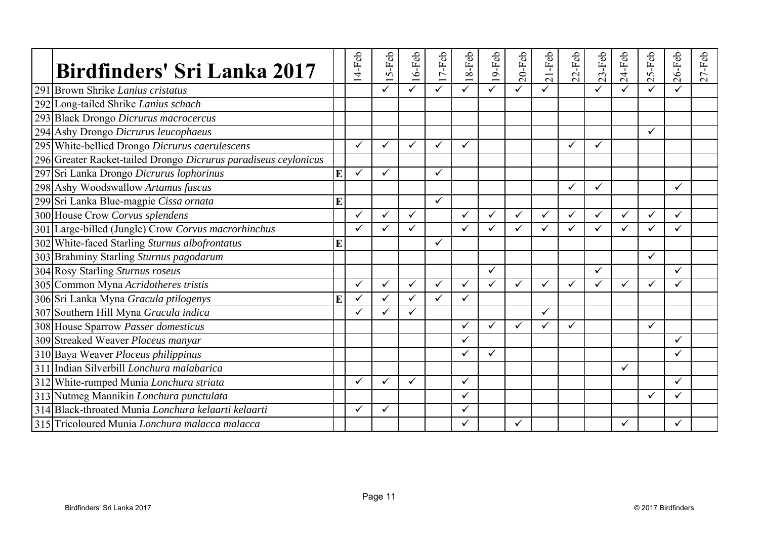| | Birdfinders' Sri Lanka 2017 | | 14-Feb | 15-Feb | 16-Feb | 17-Feb | 18-Feb | 19-Feb | 20-Feb | 21-Feb | 22-Feb | 23-Feb | 24-Feb | 25-Feb | 26-Feb | 27-Feb |
|---|---|---|---|---|---|---|---|---|---|---|---|---|---|---|---|---|
| 291 | Brown Shrike *Lanius cristatus* | | | ✓ | ✓ | ✓ | ✓ | ✓ | ✓ | ✓ | | ✓ | ✓ | ✓ | ✓ | |
| 292 | Long-tailed Shrike *Lanius schach* | | | | | | | | | | | | | | | |
| 293 | Black Drongo *Dicrurus macrocercus* | | | | | | | | | | | | | | | |
| 294 | Ashy Drongo *Dicrurus leucophaeus* | | | | | | | | | | | | | ✓ | | |
| 295 | White-bellied Drongo *Dicrurus caerulescens* | | ✓ | ✓ | ✓ | ✓ | ✓ | | | | ✓ | ✓ | | | | |
| 296 | Greater Racket-tailed Drongo *Dicrurus paradiseus ceylonicus* | | | | | | | | | | | | | | | |
| 297 | Sri Lanka Drongo *Dicrurus lophorinus* | **E** | ✓ | ✓ | | ✓ | | | | | | | | | | |
| 298 | Ashy Woodswallow *Artamus fuscus* | | | | | | | | | | ✓ | ✓ | | | ✓ | |
| 299 | Sri Lanka Blue-magpie *Cissa ornata* | **E** | | | | ✓ | | | | | | | | | | |
| 300 | House Crow *Corvus splendens* | | ✓ | ✓ | ✓ | | ✓ | ✓ | ✓ | ✓ | ✓ | ✓ | ✓ | ✓ | ✓ | |
| 301 | Large-billed (Jungle) Crow *Corvus macrorhinchus* | | ✓ | ✓ | ✓ | | ✓ | ✓ | ✓ | ✓ | ✓ | ✓ | ✓ | ✓ | ✓ | |
| 302 | White-faced Starling *Sturnus albofrontatus* | **E** | | | | ✓ | | | | | | | | | | |
| 303 | Brahminy Starling *Sturnus pagodarum* | | | | | | | | | | | | | ✓ | | |
| 304 | Rosy Starling *Sturnus roseus* | | | | | | | ✓ | | | | ✓ | | | ✓ | |
| 305 | Common Myna *Acridotheres tristis* | | ✓ | ✓ | ✓ | ✓ | ✓ | ✓ | ✓ | ✓ | ✓ | ✓ | ✓ | ✓ | ✓ | |
| 306 | Sri Lanka Myna *Gracula ptilogenys* | **E** | ✓ | ✓ | ✓ | ✓ | ✓ | | | | | | | | | |
| 307 | Southern Hill Myna *Gracula indica* | | ✓ | ✓ | ✓ | | | | | ✓ | | | | | | |
| 308 | House Sparrow *Passer domesticus* | | | | | | ✓ | ✓ | ✓ | ✓ | ✓ | | | ✓ | | |
| 309 | Streaked Weaver *Ploceus manyar* | | | | | | ✓ | | | | | | | | ✓ | |
| 310 | Baya Weaver *Ploceus philippinus* | | | | | | ✓ | ✓ | | | | | | | ✓ | |
| 311 | Indian Silverbill *Lonchura malabarica* | | | | | | | | | | | | ✓ | | | |
| 312 | White-rumped Munia *Lonchura striata* | | ✓ | ✓ | ✓ | | ✓ | | | | | | | | ✓ | |
| 313 | Nutmeg Mannikin *Lonchura punctulata* | | | | | | ✓ | | | | | | | ✓ | ✓ | |
| 314 | Black-throated Munia *Lonchura kelaarti kelaarti* | | ✓ | ✓ | | | ✓ | | | | | | | | | |
| 315 | Tricoloured Munia *Lonchura malacca malacca* | | | | | | ✓ | | ✓ | | | | ✓ | | ✓ | |